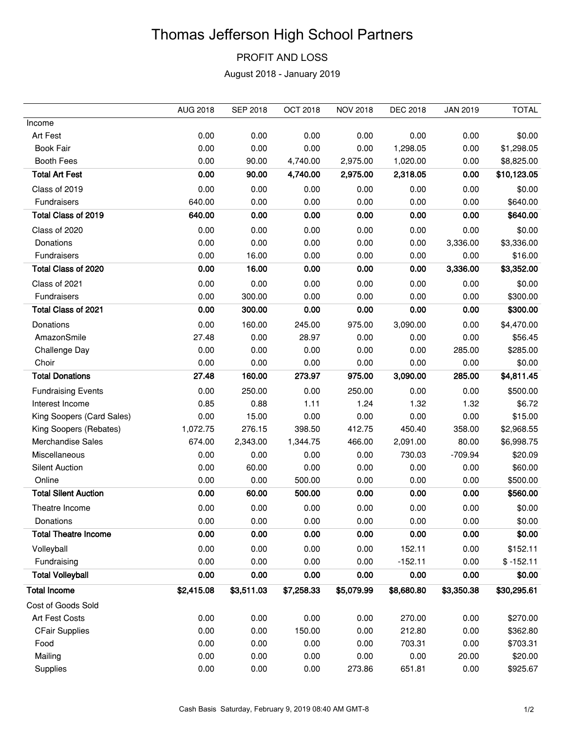# Thomas Jefferson High School Partners

## PROFIT AND LOSS

August 2018 - January 2019

| | AUG 2018 | SEP 2018 | OCT 2018 | NOV 2018 | DEC 2018 | JAN 2019 | TOTAL |
|---|---|---|---|---|---|---|---|
| Income | | | | | | | |
| Art Fest | 0.00 | 0.00 | 0.00 | 0.00 | 0.00 | 0.00 | $0.00 |
| Book Fair | 0.00 | 0.00 | 0.00 | 0.00 | 1,298.05 | 0.00 | $1,298.05 |
| Booth Fees | 0.00 | 90.00 | 4,740.00 | 2,975.00 | 1,020.00 | 0.00 | $8,825.00 |
| **Total Art Fest** | **0.00** | **90.00** | **4,740.00** | **2,975.00** | **2,318.05** | **0.00** | **$10,123.05** |
| Class of 2019 | 0.00 | 0.00 | 0.00 | 0.00 | 0.00 | 0.00 | $0.00 |
| Fundraisers | 640.00 | 0.00 | 0.00 | 0.00 | 0.00 | 0.00 | $640.00 |
| **Total Class of 2019** | **640.00** | **0.00** | **0.00** | **0.00** | **0.00** | **0.00** | **$640.00** |
| Class of 2020 | 0.00 | 0.00 | 0.00 | 0.00 | 0.00 | 0.00 | $0.00 |
| Donations | 0.00 | 0.00 | 0.00 | 0.00 | 0.00 | 3,336.00 | $3,336.00 |
| Fundraisers | 0.00 | 16.00 | 0.00 | 0.00 | 0.00 | 0.00 | $16.00 |
| **Total Class of 2020** | **0.00** | **16.00** | **0.00** | **0.00** | **0.00** | **3,336.00** | **$3,352.00** |
| Class of 2021 | 0.00 | 0.00 | 0.00 | 0.00 | 0.00 | 0.00 | $0.00 |
| Fundraisers | 0.00 | 300.00 | 0.00 | 0.00 | 0.00 | 0.00 | $300.00 |
| **Total Class of 2021** | **0.00** | **300.00** | **0.00** | **0.00** | **0.00** | **0.00** | **$300.00** |
| Donations | 0.00 | 160.00 | 245.00 | 975.00 | 3,090.00 | 0.00 | $4,470.00 |
| AmazonSmile | 27.48 | 0.00 | 28.97 | 0.00 | 0.00 | 0.00 | $56.45 |
| Challenge Day | 0.00 | 0.00 | 0.00 | 0.00 | 0.00 | 285.00 | $285.00 |
| Choir | 0.00 | 0.00 | 0.00 | 0.00 | 0.00 | 0.00 | $0.00 |
| **Total Donations** | **27.48** | **160.00** | **273.97** | **975.00** | **3,090.00** | **285.00** | **$4,811.45** |
| Fundraising Events | 0.00 | 250.00 | 0.00 | 250.00 | 0.00 | 0.00 | $500.00 |
| Interest Income | 0.85 | 0.88 | 1.11 | 1.24 | 1.32 | 1.32 | $6.72 |
| King Soopers (Card Sales) | 0.00 | 15.00 | 0.00 | 0.00 | 0.00 | 0.00 | $15.00 |
| King Soopers (Rebates) | 1,072.75 | 276.15 | 398.50 | 412.75 | 450.40 | 358.00 | $2,968.55 |
| Merchandise Sales | 674.00 | 2,343.00 | 1,344.75 | 466.00 | 2,091.00 | 80.00 | $6,998.75 |
| Miscellaneous | 0.00 | 0.00 | 0.00 | 0.00 | 730.03 | -709.94 | $20.09 |
| Silent Auction | 0.00 | 60.00 | 0.00 | 0.00 | 0.00 | 0.00 | $60.00 |
| Online | 0.00 | 0.00 | 500.00 | 0.00 | 0.00 | 0.00 | $500.00 |
| **Total Silent Auction** | **0.00** | **60.00** | **500.00** | **0.00** | **0.00** | **0.00** | **$560.00** |
| Theatre Income | 0.00 | 0.00 | 0.00 | 0.00 | 0.00 | 0.00 | $0.00 |
| Donations | 0.00 | 0.00 | 0.00 | 0.00 | 0.00 | 0.00 | $0.00 |
| **Total Theatre Income** | **0.00** | **0.00** | **0.00** | **0.00** | **0.00** | **0.00** | **$0.00** |
| Volleyball | 0.00 | 0.00 | 0.00 | 0.00 | 152.11 | 0.00 | $152.11 |
| Fundraising | 0.00 | 0.00 | 0.00 | 0.00 | -152.11 | 0.00 | $ -152.11 |
| **Total Volleyball** | **0.00** | **0.00** | **0.00** | **0.00** | **0.00** | **0.00** | **$0.00** |
| **Total Income** | **$2,415.08** | **$3,511.03** | **$7,258.33** | **$5,079.99** | **$8,680.80** | **$3,350.38** | **$30,295.61** |
| Cost of Goods Sold | | | | | | | |
| Art Fest Costs | 0.00 | 0.00 | 0.00 | 0.00 | 270.00 | 0.00 | $270.00 |
| CFair Supplies | 0.00 | 0.00 | 150.00 | 0.00 | 212.80 | 0.00 | $362.80 |
| Food | 0.00 | 0.00 | 0.00 | 0.00 | 703.31 | 0.00 | $703.31 |
| Mailing | 0.00 | 0.00 | 0.00 | 0.00 | 0.00 | 20.00 | $20.00 |
| Supplies | 0.00 | 0.00 | 0.00 | 273.86 | 651.81 | 0.00 | $925.67 |

Cash Basis Saturday, February 9, 2019 08:40 AM GMT-8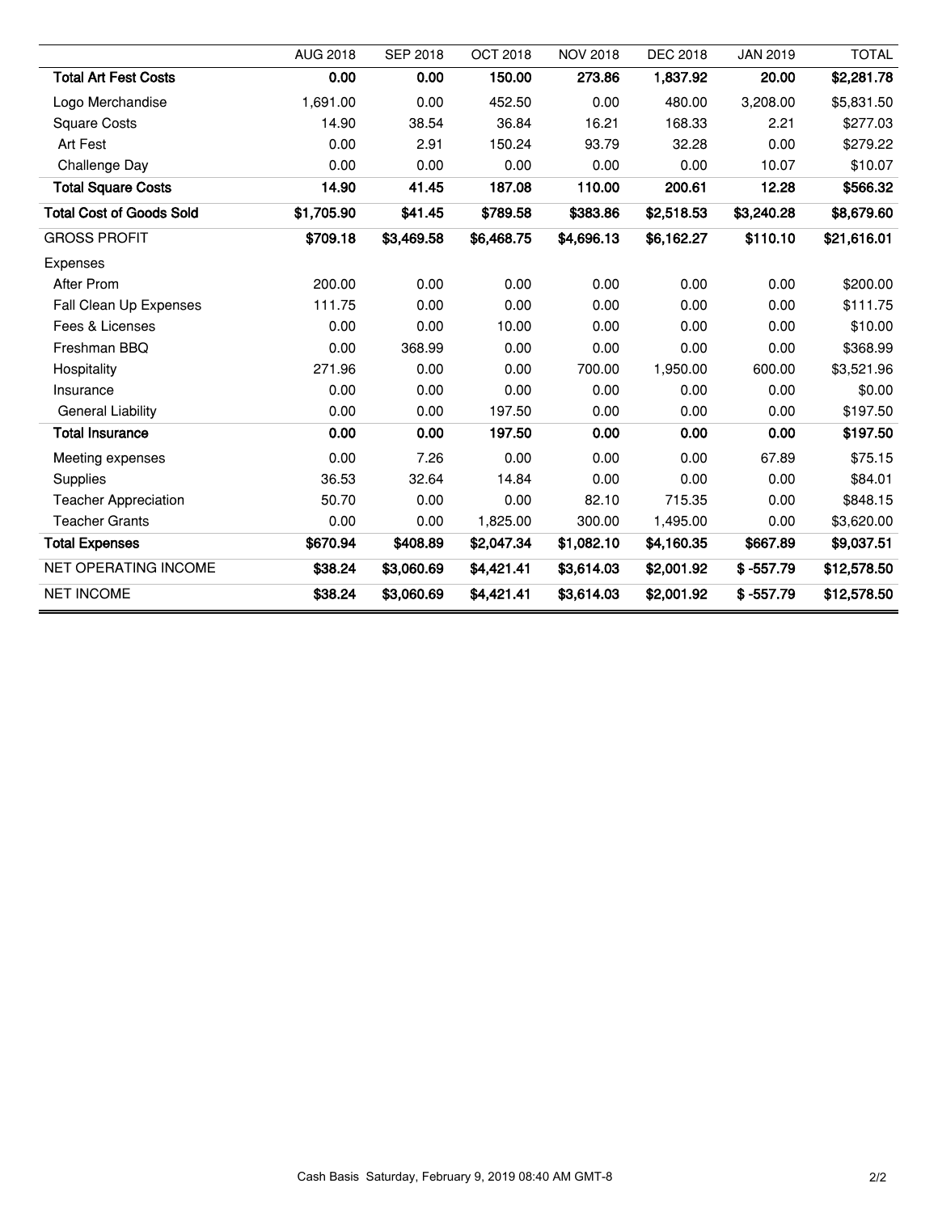| | AUG 2018 | SEP 2018 | OCT 2018 | NOV 2018 | DEC 2018 | JAN 2019 | TOTAL |
|---|---|---|---|---|---|---|---|
| **Total Art Fest Costs** | **0.00** | **0.00** | **150.00** | **273.86** | **1,837.92** | **20.00** | **$2,281.78** |
| Logo Merchandise | 1,691.00 | 0.00 | 452.50 | 0.00 | 480.00 | 3,208.00 | $5,831.50 |
| Square Costs | 14.90 | 38.54 | 36.84 | 16.21 | 168.33 | 2.21 | $277.03 |
| Art Fest | 0.00 | 2.91 | 150.24 | 93.79 | 32.28 | 0.00 | $279.22 |
| Challenge Day | 0.00 | 0.00 | 0.00 | 0.00 | 0.00 | 10.07 | $10.07 |
| **Total Square Costs** | **14.90** | **41.45** | **187.08** | **110.00** | **200.61** | **12.28** | **$566.32** |
| **Total Cost of Goods Sold** | **$1,705.90** | **$41.45** | **$789.58** | **$383.86** | **$2,518.53** | **$3,240.28** | **$8,679.60** |
| GROSS PROFIT | **$709.18** | **$3,469.58** | **$6,468.75** | **$4,696.13** | **$6,162.27** | **$110.10** | **$21,616.01** |
| Expenses | | | | | | | |
| After Prom | 200.00 | 0.00 | 0.00 | 0.00 | 0.00 | 0.00 | $200.00 |
| Fall Clean Up Expenses | 111.75 | 0.00 | 0.00 | 0.00 | 0.00 | 0.00 | $111.75 |
| Fees & Licenses | 0.00 | 0.00 | 10.00 | 0.00 | 0.00 | 0.00 | $10.00 |
| Freshman BBQ | 0.00 | 368.99 | 0.00 | 0.00 | 0.00 | 0.00 | $368.99 |
| Hospitality | 271.96 | 0.00 | 0.00 | 700.00 | 1,950.00 | 600.00 | $3,521.96 |
| Insurance | 0.00 | 0.00 | 0.00 | 0.00 | 0.00 | 0.00 | $0.00 |
| General Liability | 0.00 | 0.00 | 197.50 | 0.00 | 0.00 | 0.00 | $197.50 |
| **Total Insurance** | **0.00** | **0.00** | **197.50** | **0.00** | **0.00** | **0.00** | **$197.50** |
| Meeting expenses | 0.00 | 7.26 | 0.00 | 0.00 | 0.00 | 67.89 | $75.15 |
| Supplies | 36.53 | 32.64 | 14.84 | 0.00 | 0.00 | 0.00 | $84.01 |
| Teacher Appreciation | 50.70 | 0.00 | 0.00 | 82.10 | 715.35 | 0.00 | $848.15 |
| Teacher Grants | 0.00 | 0.00 | 1,825.00 | 300.00 | 1,495.00 | 0.00 | $3,620.00 |
| **Total Expenses** | **$670.94** | **$408.89** | **$2,047.34** | **$1,082.10** | **$4,160.35** | **$667.89** | **$9,037.51** |
| NET OPERATING INCOME | **$38.24** | **$3,060.69** | **$4,421.41** | **$3,614.03** | **$2,001.92** | **$ -557.79** | **$12,578.50** |
| NET INCOME | **$38.24** | **$3,060.69** | **$4,421.41** | **$3,614.03** | **$2,001.92** | **$ -557.79** | **$12,578.50** |

Cash Basis Saturday, February 9, 2019 08:40 AM GMT-8